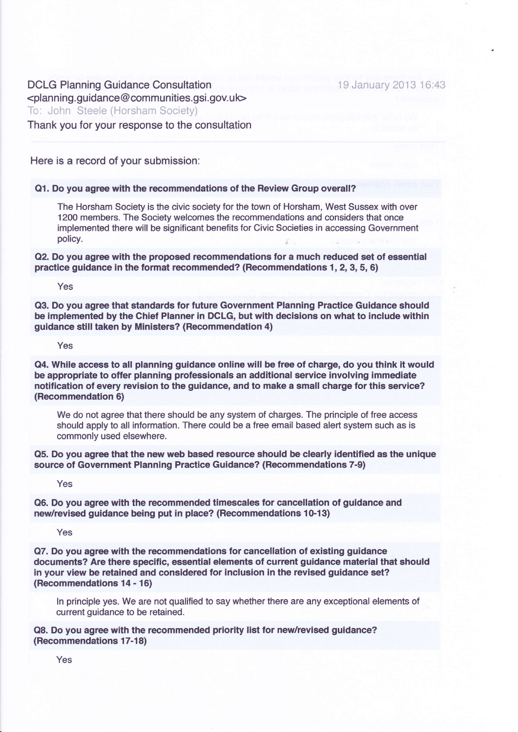DCLG Planning Guidance Consultation <planning.guidance@communities.gsi.gov.uk>

19 January 2013 16:43

To: John Steele (Horsham Society)

Thank you for your response to the consultation

---

Here is a record of your submission:

**Q1. Do you agree with the recommendations of the Review Group overall?**

The Horsham Society is the civic society for the town of Horsham, West Sussex with over 1200 members. The Society welcomes the recommendations and considers that once implemented there will be significant benefits for Civic Societies in accessing Government policy.

**Q2. Do you agree with the proposed recommendations for a much reduced set of essential practice guidance in the format recommended? (Recommendations 1, 2, 3, 5, 6)**

Yes

**Q3. Do you agree that standards for future Government Planning Practice Guidance should be implemented by the Chief Planner in DCLG, but with decisions on what to include within guidance still taken by Ministers? (Recommendation 4)**

Yes

**Q4. While access to all planning guidance online will be free of charge, do you think it would be appropriate to offer planning professionals an additional service involving immediate notification of every revision to the guidance, and to make a small charge for this service? (Recommendation 6)**

We do not agree that there should be any system of charges. The principle of free access should apply to all information. There could be a free email based alert system such as is commonly used elsewhere.

**Q5. Do you agree that the new web based resource should be clearly identified as the unique source of Government Planning Practice Guidance? (Recommendations 7-9)**

Yes

**Q6. Do you agree with the recommended timescales for cancellation of guidance and new/revised guidance being put in place? (Recommendations 10-13)**

Yes

**Q7. Do you agree with the recommendations for cancellation of existing guidance documents? Are there specific, essential elements of current guidance material that should in your view be retained and considered for inclusion in the revised guidance set? (Recommendations 14 - 16)**

In principle yes. We are not qualified to say whether there are any exceptional elements of current guidance to be retained.

**Q8. Do you agree with the recommended priority list for new/revised guidance? (Recommendations 17-18)**

Yes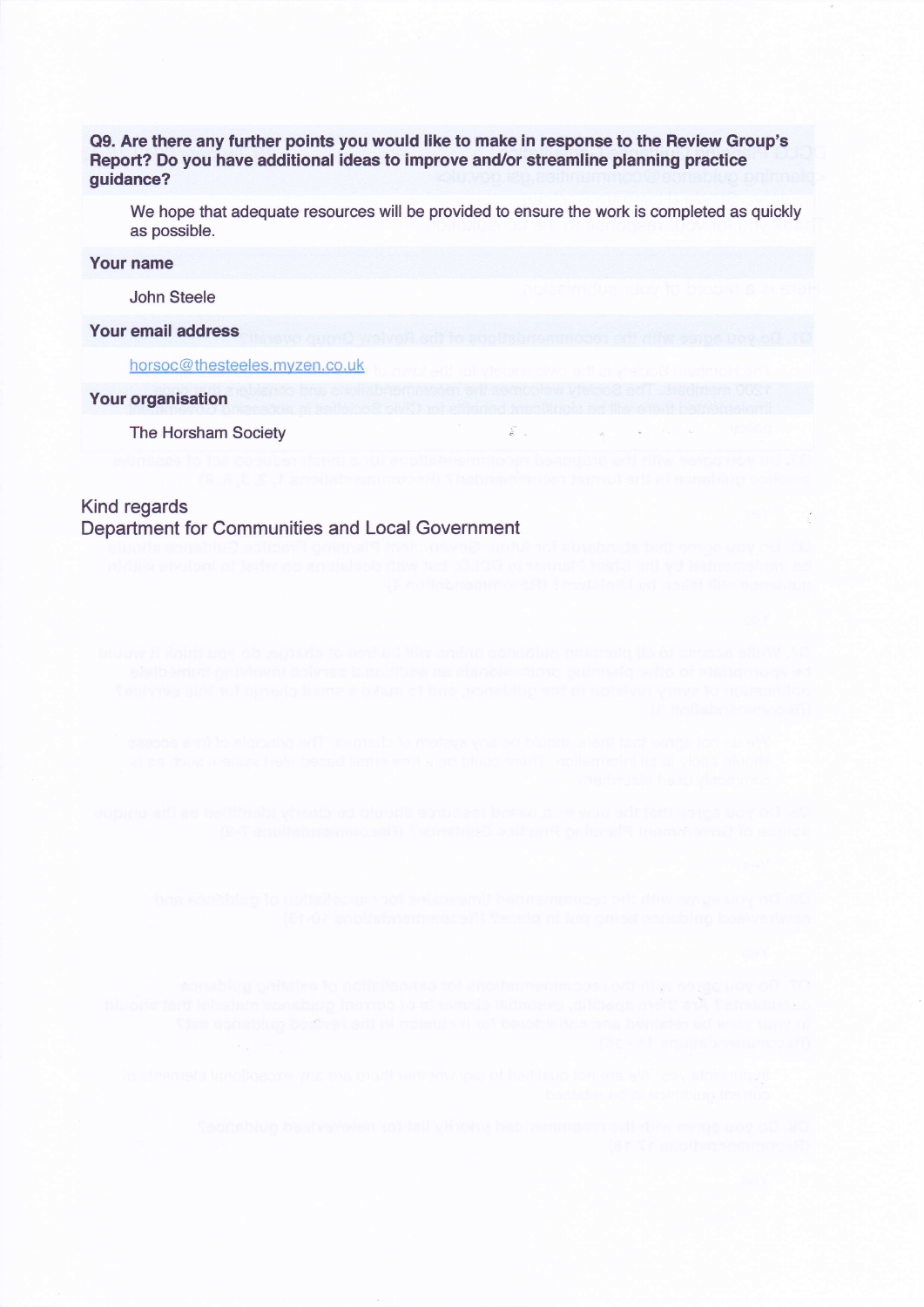**Q9. Are there any further points you would like to make in response to the Review Group's Report? Do you have additional ideas to improve and/or streamline planning practice guidance?**

We hope that adequate resources will be provided to ensure the work is completed as quickly as possible.

**Your name**

John Steele

**Your email address**

horsoc@thesteeles.myzen.co.uk

**Your organisation**

The Horsham Society

Kind regards
Department for Communities and Local Government